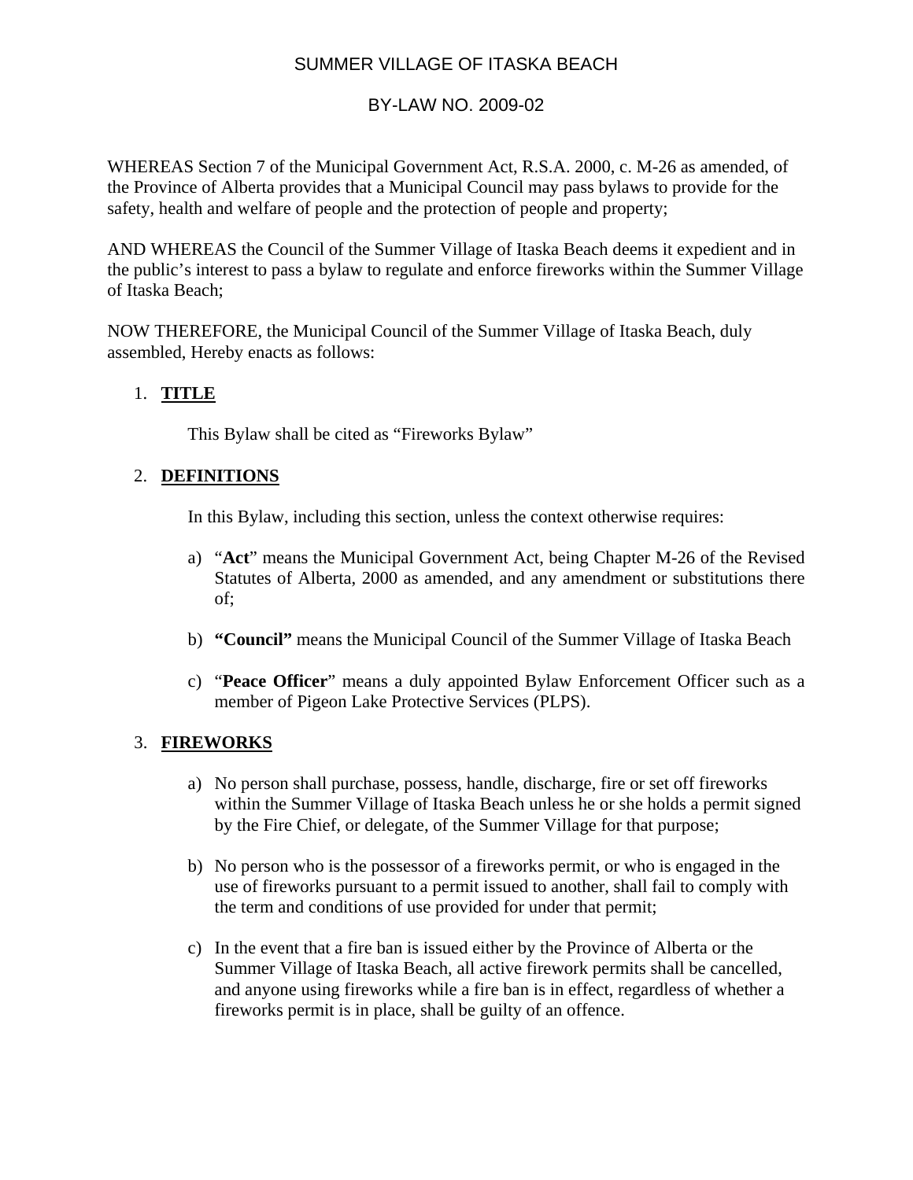# SUMMER VILLAGE OF ITASKA BEACH

## BY-LAW NO. 2009-02

WHEREAS Section 7 of the Municipal Government Act, R.S.A. 2000, c. M-26 as amended, of the Province of Alberta provides that a Municipal Council may pass bylaws to provide for the safety, health and welfare of people and the protection of people and property;

AND WHEREAS the Council of the Summer Village of Itaska Beach deems it expedient and in the public's interest to pass a bylaw to regulate and enforce fireworks within the Summer Village of Itaska Beach;

NOW THEREFORE, the Municipal Council of the Summer Village of Itaska Beach, duly assembled, Hereby enacts as follows:

1. **TITLE**

   This Bylaw shall be cited as "Fireworks Bylaw"

2. **DEFINITIONS**

   In this Bylaw, including this section, unless the context otherwise requires:

   a) "**Act**" means the Municipal Government Act, being Chapter M-26 of the Revised Statutes of Alberta, 2000 as amended, and any amendment or substitutions there of;

   b) **"Council"** means the Municipal Council of the Summer Village of Itaska Beach

   c) "**Peace Officer**" means a duly appointed Bylaw Enforcement Officer such as a member of Pigeon Lake Protective Services (PLPS).

3. **FIREWORKS**

   a) No person shall purchase, possess, handle, discharge, fire or set off fireworks within the Summer Village of Itaska Beach unless he or she holds a permit signed by the Fire Chief, or delegate, of the Summer Village for that purpose;

   b) No person who is the possessor of a fireworks permit, or who is engaged in the use of fireworks pursuant to a permit issued to another, shall fail to comply with the term and conditions of use provided for under that permit;

   c) In the event that a fire ban is issued either by the Province of Alberta or the Summer Village of Itaska Beach, all active firework permits shall be cancelled, and anyone using fireworks while a fire ban is in effect, regardless of whether a fireworks permit is in place, shall be guilty of an offence.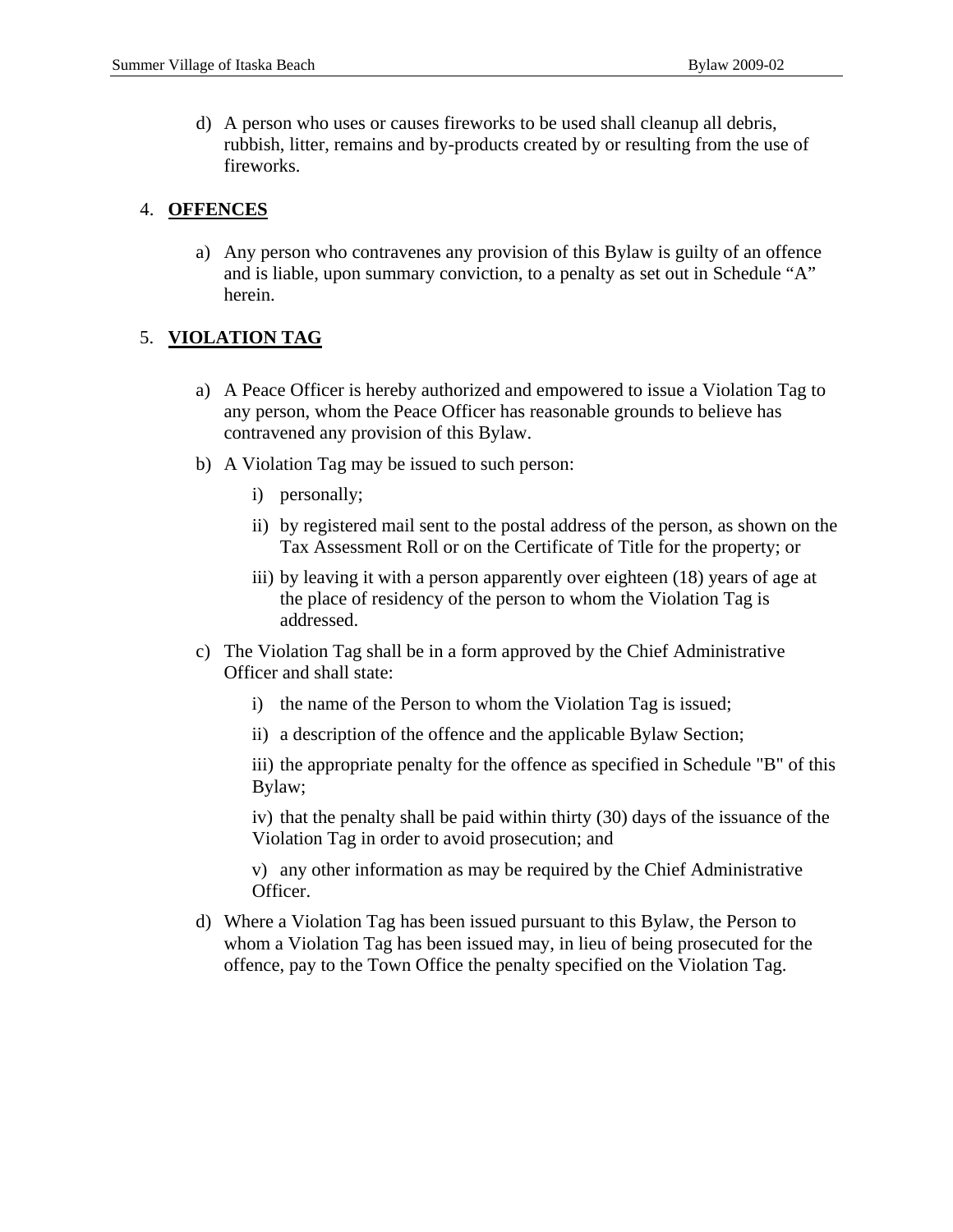d) A person who uses or causes fireworks to be used shall cleanup all debris, rubbish, litter, remains and by-products created by or resulting from the use of fireworks.

## 4. **OFFENCES**

a) Any person who contravenes any provision of this Bylaw is guilty of an offence and is liable, upon summary conviction, to a penalty as set out in Schedule "A" herein.

## 5. **VIOLATION TAG**

a) A Peace Officer is hereby authorized and empowered to issue a Violation Tag to any person, whom the Peace Officer has reasonable grounds to believe has contravened any provision of this Bylaw.

b) A Violation Tag may be issued to such person:

   i) personally;

   ii) by registered mail sent to the postal address of the person, as shown on the Tax Assessment Roll or on the Certificate of Title for the property; or

   iii) by leaving it with a person apparently over eighteen (18) years of age at the place of residency of the person to whom the Violation Tag is addressed.

c) The Violation Tag shall be in a form approved by the Chief Administrative Officer and shall state:

   i) the name of the Person to whom the Violation Tag is issued;

   ii) a description of the offence and the applicable Bylaw Section;

   iii) the appropriate penalty for the offence as specified in Schedule "B" of this Bylaw;

   iv) that the penalty shall be paid within thirty (30) days of the issuance of the Violation Tag in order to avoid prosecution; and

   v) any other information as may be required by the Chief Administrative Officer.

d) Where a Violation Tag has been issued pursuant to this Bylaw, the Person to whom a Violation Tag has been issued may, in lieu of being prosecuted for the offence, pay to the Town Office the penalty specified on the Violation Tag.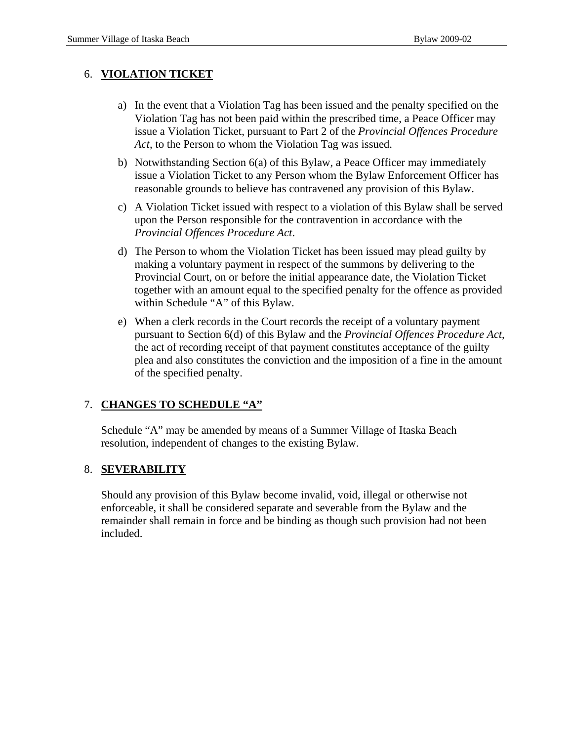## 6. **VIOLATION TICKET**

a) In the event that a Violation Tag has been issued and the penalty specified on the Violation Tag has not been paid within the prescribed time, a Peace Officer may issue a Violation Ticket, pursuant to Part 2 of the *Provincial Offences Procedure Act*, to the Person to whom the Violation Tag was issued.

b) Notwithstanding Section 6(a) of this Bylaw, a Peace Officer may immediately issue a Violation Ticket to any Person whom the Bylaw Enforcement Officer has reasonable grounds to believe has contravened any provision of this Bylaw.

c) A Violation Ticket issued with respect to a violation of this Bylaw shall be served upon the Person responsible for the contravention in accordance with the *Provincial Offences Procedure Act*.

d) The Person to whom the Violation Ticket has been issued may plead guilty by making a voluntary payment in respect of the summons by delivering to the Provincial Court, on or before the initial appearance date, the Violation Ticket together with an amount equal to the specified penalty for the offence as provided within Schedule "A" of this Bylaw.

e) When a clerk records in the Court records the receipt of a voluntary payment pursuant to Section 6(d) of this Bylaw and the *Provincial Offences Procedure Act*, the act of recording receipt of that payment constitutes acceptance of the guilty plea and also constitutes the conviction and the imposition of a fine in the amount of the specified penalty.

## 7. **CHANGES TO SCHEDULE "A"**

Schedule "A" may be amended by means of a Summer Village of Itaska Beach resolution, independent of changes to the existing Bylaw.

## 8. **SEVERABILITY**

Should any provision of this Bylaw become invalid, void, illegal or otherwise not enforceable, it shall be considered separate and severable from the Bylaw and the remainder shall remain in force and be binding as though such provision had not been included.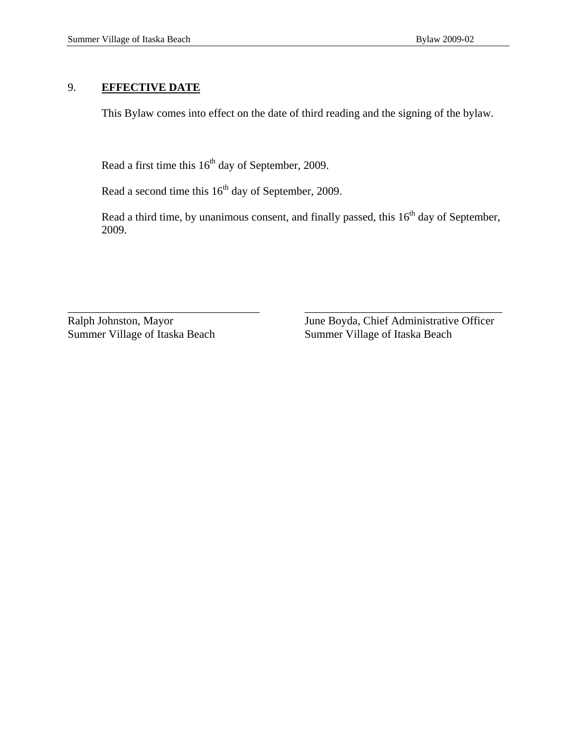## 9. **EFFECTIVE DATE**

This Bylaw comes into effect on the date of third reading and the signing of the bylaw.

Read a first time this 16th day of September, 2009.

Read a second time this 16th day of September, 2009.

Read a third time, by unanimous consent, and finally passed, this 16th day of September, 2009.

| ___________________________________ | ___________________________________ |
|---|---|
| Ralph Johnston, Mayor | June Boyda, Chief Administrative Officer |
| Summer Village of Itaska Beach | Summer Village of Itaska Beach |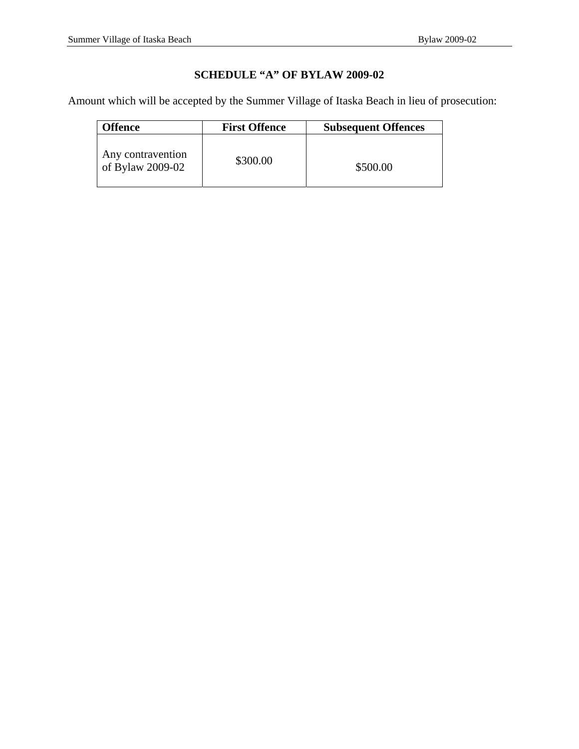## SCHEDULE "A" OF BYLAW 2009-02

Amount which will be accepted by the Summer Village of Itaska Beach in lieu of prosecution:

| Offence | First Offence | Subsequent Offences |
|---|---|---|
| Any contravention of Bylaw 2009-02 | \$300.00 | \$500.00 |